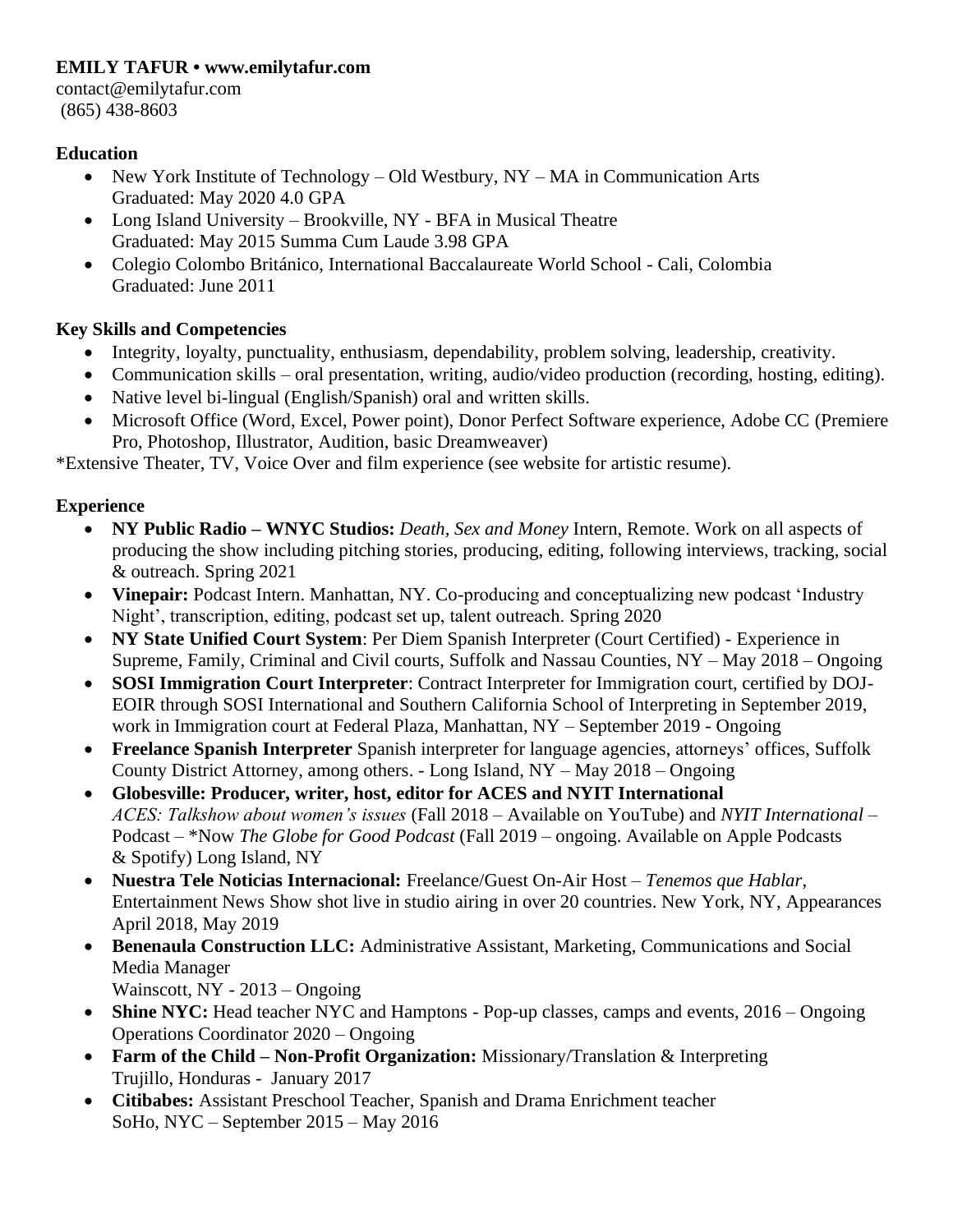**EMILY TAFUR • www.emilytafur.com**
contact@emilytafur.com
(865) 438-8603

## Education

- New York Institute of Technology – Old Westbury, NY – MA in Communication Arts
  Graduated: May 2020 4.0 GPA
- Long Island University – Brookville, NY - BFA in Musical Theatre
  Graduated: May 2015 Summa Cum Laude 3.98 GPA
- Colegio Colombo Británico, International Baccalaureate World School - Cali, Colombia
  Graduated: June 2011

## Key Skills and Competencies

- Integrity, loyalty, punctuality, enthusiasm, dependability, problem solving, leadership, creativity.
- Communication skills – oral presentation, writing, audio/video production (recording, hosting, editing).
- Native level bi-lingual (English/Spanish) oral and written skills.
- Microsoft Office (Word, Excel, Power point), Donor Perfect Software experience, Adobe CC (Premiere Pro, Photoshop, Illustrator, Audition, basic Dreamweaver)

*Extensive Theater, TV, Voice Over and film experience (see website for artistic resume).

## Experience

- **NY Public Radio – WNYC Studios:** *Death, Sex and Money* Intern, Remote. Work on all aspects of producing the show including pitching stories, producing, editing, following interviews, tracking, social & outreach. Spring 2021
- **Vinepair:** Podcast Intern. Manhattan, NY. Co-producing and conceptualizing new podcast 'Industry Night', transcription, editing, podcast set up, talent outreach. Spring 2020
- **NY State Unified Court System**: Per Diem Spanish Interpreter (Court Certified) - Experience in Supreme, Family, Criminal and Civil courts, Suffolk and Nassau Counties, NY – May 2018 – Ongoing
- **SOSI Immigration Court Interpreter**: Contract Interpreter for Immigration court, certified by DOJ-EOIR through SOSI International and Southern California School of Interpreting in September 2019, work in Immigration court at Federal Plaza, Manhattan, NY – September 2019 - Ongoing
- **Freelance Spanish Interpreter** Spanish interpreter for language agencies, attorneys' offices, Suffolk County District Attorney, among others. - Long Island, NY – May 2018 – Ongoing
- **Globesville: Producer, writer, host, editor for ACES and NYIT International**
  *ACES: Talkshow about women's issues* (Fall 2018 – Available on YouTube) and *NYIT International* – Podcast – *Now *The Globe for Good Podcast* (Fall 2019 – ongoing. Available on Apple Podcasts & Spotify) Long Island, NY
- **Nuestra Tele Noticias Internacional:** Freelance/Guest On-Air Host – *Tenemos que Hablar*, Entertainment News Show shot live in studio airing in over 20 countries. New York, NY, Appearances April 2018, May 2019
- **Benenaula Construction LLC:** Administrative Assistant, Marketing, Communications and Social Media Manager
  Wainscott, NY - 2013 – Ongoing
- **Shine NYC:** Head teacher NYC and Hamptons - Pop-up classes, camps and events, 2016 – Ongoing
  Operations Coordinator 2020 – Ongoing
- **Farm of the Child – Non-Profit Organization:** Missionary/Translation & Interpreting
  Trujillo, Honduras - January 2017
- **Citibabes:** Assistant Preschool Teacher, Spanish and Drama Enrichment teacher
  SoHo, NYC – September 2015 – May 2016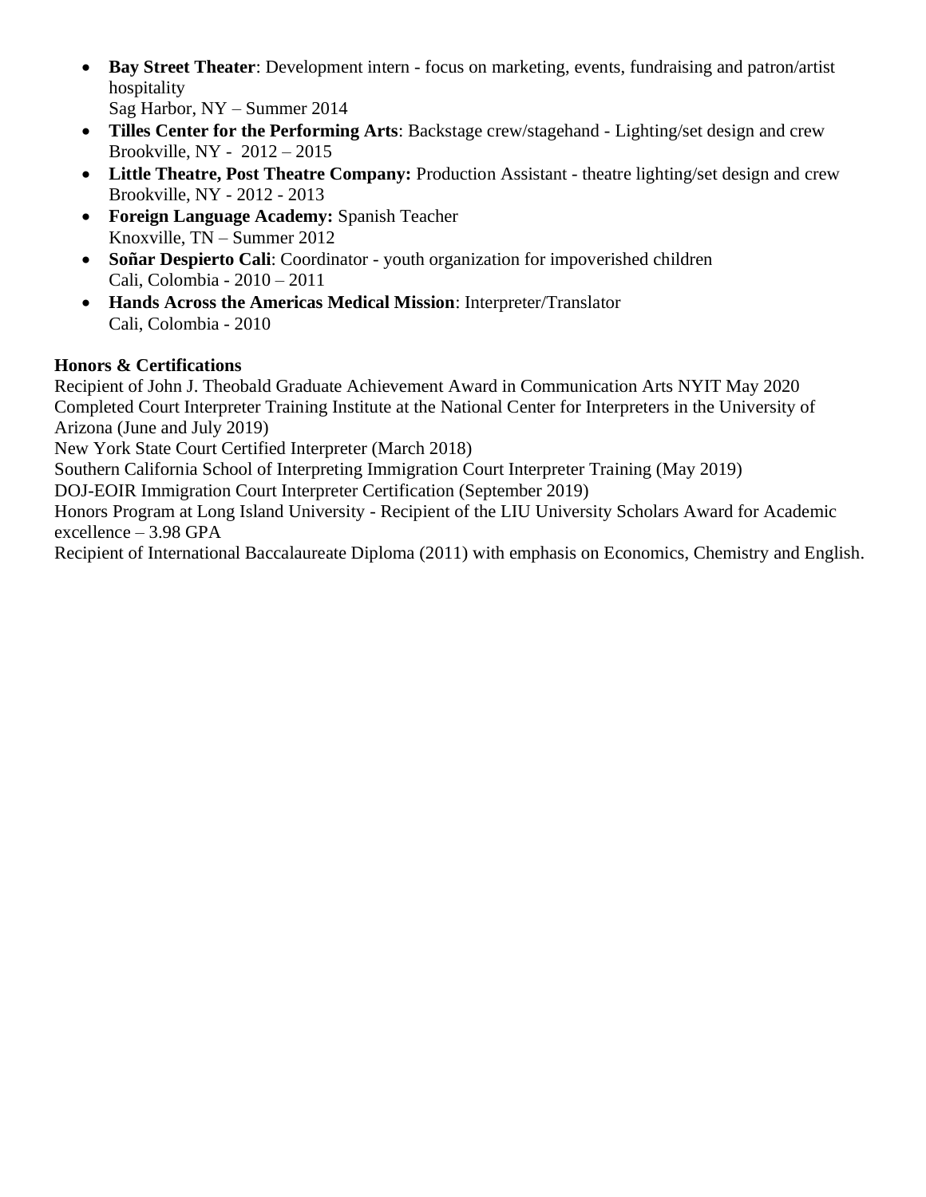- **Bay Street Theater**: Development intern - focus on marketing, events, fundraising and patron/artist hospitality
  Sag Harbor, NY – Summer 2014
- **Tilles Center for the Performing Arts**: Backstage crew/stagehand - Lighting/set design and crew
  Brookville, NY - 2012 – 2015
- **Little Theatre, Post Theatre Company:** Production Assistant - theatre lighting/set design and crew
  Brookville, NY - 2012 - 2013
- **Foreign Language Academy:** Spanish Teacher
  Knoxville, TN – Summer 2012
- **Soñar Despierto Cali**: Coordinator - youth organization for impoverished children
  Cali, Colombia - 2010 – 2011
- **Hands Across the Americas Medical Mission**: Interpreter/Translator
  Cali, Colombia - 2010

**Honors & Certifications**

Recipient of John J. Theobald Graduate Achievement Award in Communication Arts NYIT May 2020
Completed Court Interpreter Training Institute at the National Center for Interpreters in the University of Arizona (June and July 2019)
New York State Court Certified Interpreter (March 2018)
Southern California School of Interpreting Immigration Court Interpreter Training (May 2019)
DOJ-EOIR Immigration Court Interpreter Certification (September 2019)
Honors Program at Long Island University - Recipient of the LIU University Scholars Award for Academic excellence – 3.98 GPA
Recipient of International Baccalaureate Diploma (2011) with emphasis on Economics, Chemistry and English.